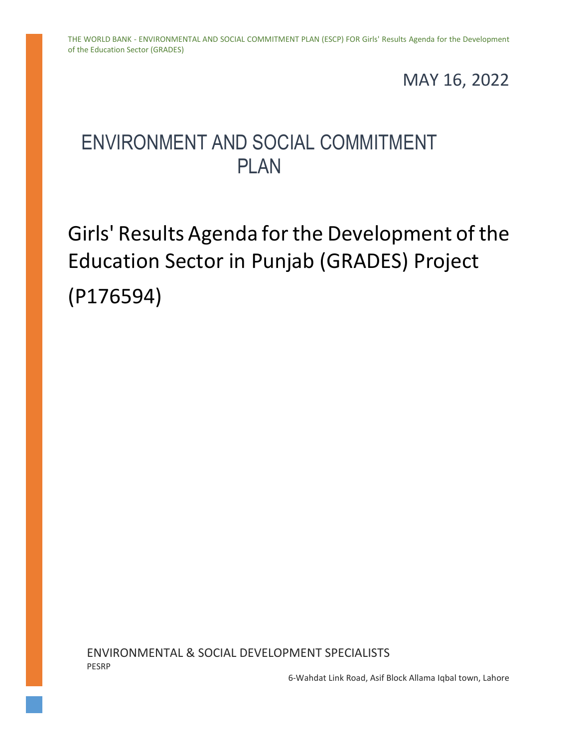MAY 16, 2022

# ENVIRONMENT AND SOCIAL COMMITMENT PLAN

# Girls' Results Agenda for the Development of the Education Sector in Punjab (GRADES) Project (P176594)

ENVIRONMENTAL & SOCIAL DEVELOPMENT SPECIALISTS

PESRP

6-Wahdat Link Road, Asif Block Allama Iqbal town, Lahore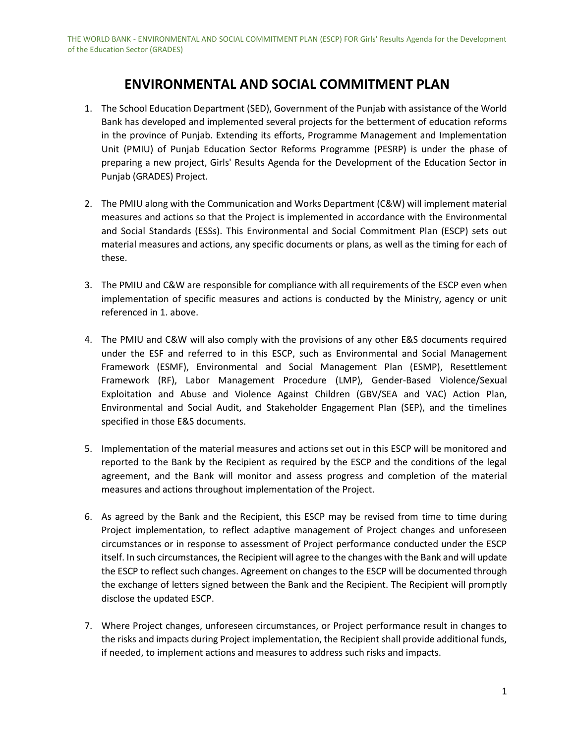# ENVIRONMENTAL AND SOCIAL COMMITMENT PLAN

1. The School Education Department (SED), Government of the Punjab with assistance of the World Bank has developed and implemented several projects for the betterment of education reforms in the province of Punjab. Extending its efforts, Programme Management and Implementation Unit (PMIU) of Punjab Education Sector Reforms Programme (PESRP) is under the phase of preparing a new project, Girls' Results Agenda for the Development of the Education Sector in Punjab (GRADES) Project.

2. The PMIU along with the Communication and Works Department (C&W) will implement material measures and actions so that the Project is implemented in accordance with the Environmental and Social Standards (ESSs). This Environmental and Social Commitment Plan (ESCP) sets out material measures and actions, any specific documents or plans, as well as the timing for each of these.

3. The PMIU and C&W are responsible for compliance with all requirements of the ESCP even when implementation of specific measures and actions is conducted by the Ministry, agency or unit referenced in 1. above.

4. The PMIU and C&W will also comply with the provisions of any other E&S documents required under the ESF and referred to in this ESCP, such as Environmental and Social Management Framework (ESMF), Environmental and Social Management Plan (ESMP), Resettlement Framework (RF), Labor Management Procedure (LMP), Gender-Based Violence/Sexual Exploitation and Abuse and Violence Against Children (GBV/SEA and VAC) Action Plan, Environmental and Social Audit, and Stakeholder Engagement Plan (SEP), and the timelines specified in those E&S documents.

5. Implementation of the material measures and actions set out in this ESCP will be monitored and reported to the Bank by the Recipient as required by the ESCP and the conditions of the legal agreement, and the Bank will monitor and assess progress and completion of the material measures and actions throughout implementation of the Project.

6. As agreed by the Bank and the Recipient, this ESCP may be revised from time to time during Project implementation, to reflect adaptive management of Project changes and unforeseen circumstances or in response to assessment of Project performance conducted under the ESCP itself. In such circumstances, the Recipient will agree to the changes with the Bank and will update the ESCP to reflect such changes. Agreement on changes to the ESCP will be documented through the exchange of letters signed between the Bank and the Recipient. The Recipient will promptly disclose the updated ESCP.

7. Where Project changes, unforeseen circumstances, or Project performance result in changes to the risks and impacts during Project implementation, the Recipient shall provide additional funds, if needed, to implement actions and measures to address such risks and impacts.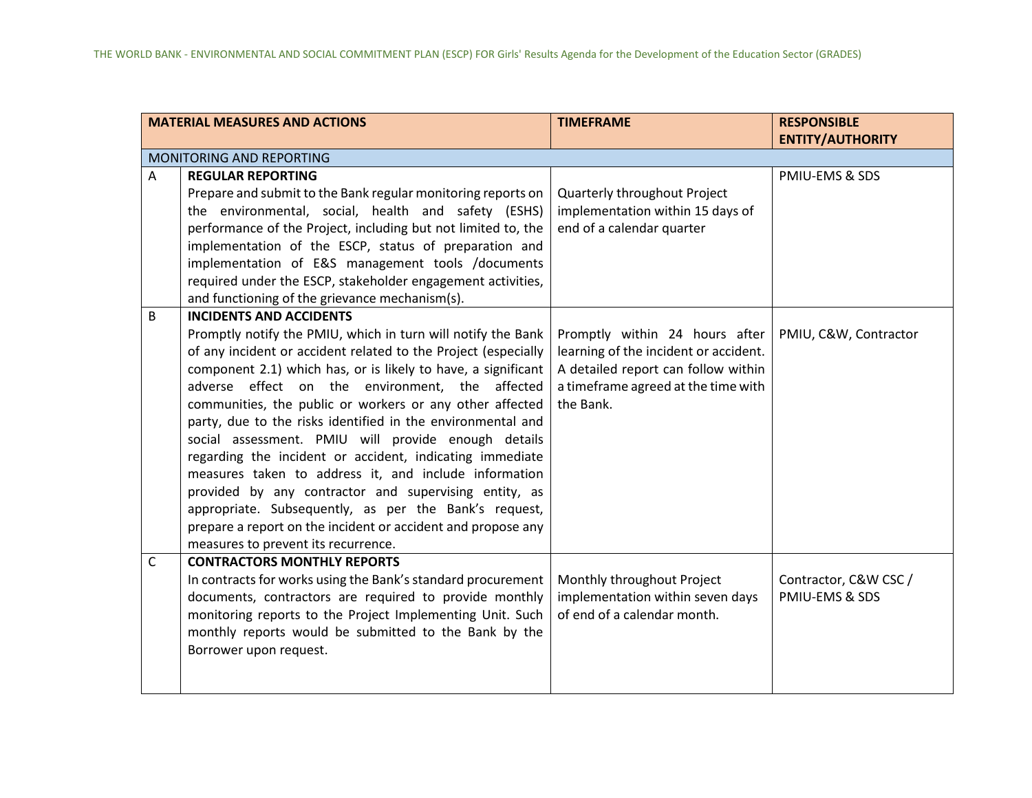| MATERIAL MEASURES AND ACTIONS | | TIMEFRAME | RESPONSIBLE ENTITY/AUTHORITY |
|---|---|---|---|
| MONITORING AND REPORTING | | | |
| A | **REGULAR REPORTING** Prepare and submit to the Bank regular monitoring reports on the environmental, social, health and safety (ESHS) performance of the Project, including but not limited to, the implementation of the ESCP, status of preparation and implementation of E&S management tools /documents required under the ESCP, stakeholder engagement activities, and functioning of the grievance mechanism(s). | Quarterly throughout Project implementation within 15 days of end of a calendar quarter | PMIU-EMS & SDS |
| B | **INCIDENTS AND ACCIDENTS** Promptly notify the PMIU, which in turn will notify the Bank of any incident or accident related to the Project (especially component 2.1) which has, or is likely to have, a significant adverse effect on the environment, the affected communities, the public or workers or any other affected party, due to the risks identified in the environmental and social assessment. PMIU will provide enough details regarding the incident or accident, indicating immediate measures taken to address it, and include information provided by any contractor and supervising entity, as appropriate. Subsequently, as per the Bank's request, prepare a report on the incident or accident and propose any measures to prevent its recurrence. | Promptly within 24 hours after learning of the incident or accident. A detailed report can follow within a timeframe agreed at the time with the Bank. | PMIU, C&W, Contractor |
| C | **CONTRACTORS MONTHLY REPORTS** In contracts for works using the Bank's standard procurement documents, contractors are required to provide monthly monitoring reports to the Project Implementing Unit. Such monthly reports would be submitted to the Bank by the Borrower upon request. | Monthly throughout Project implementation within seven days of end of a calendar month. | Contractor, C&W CSC / PMIU-EMS & SDS |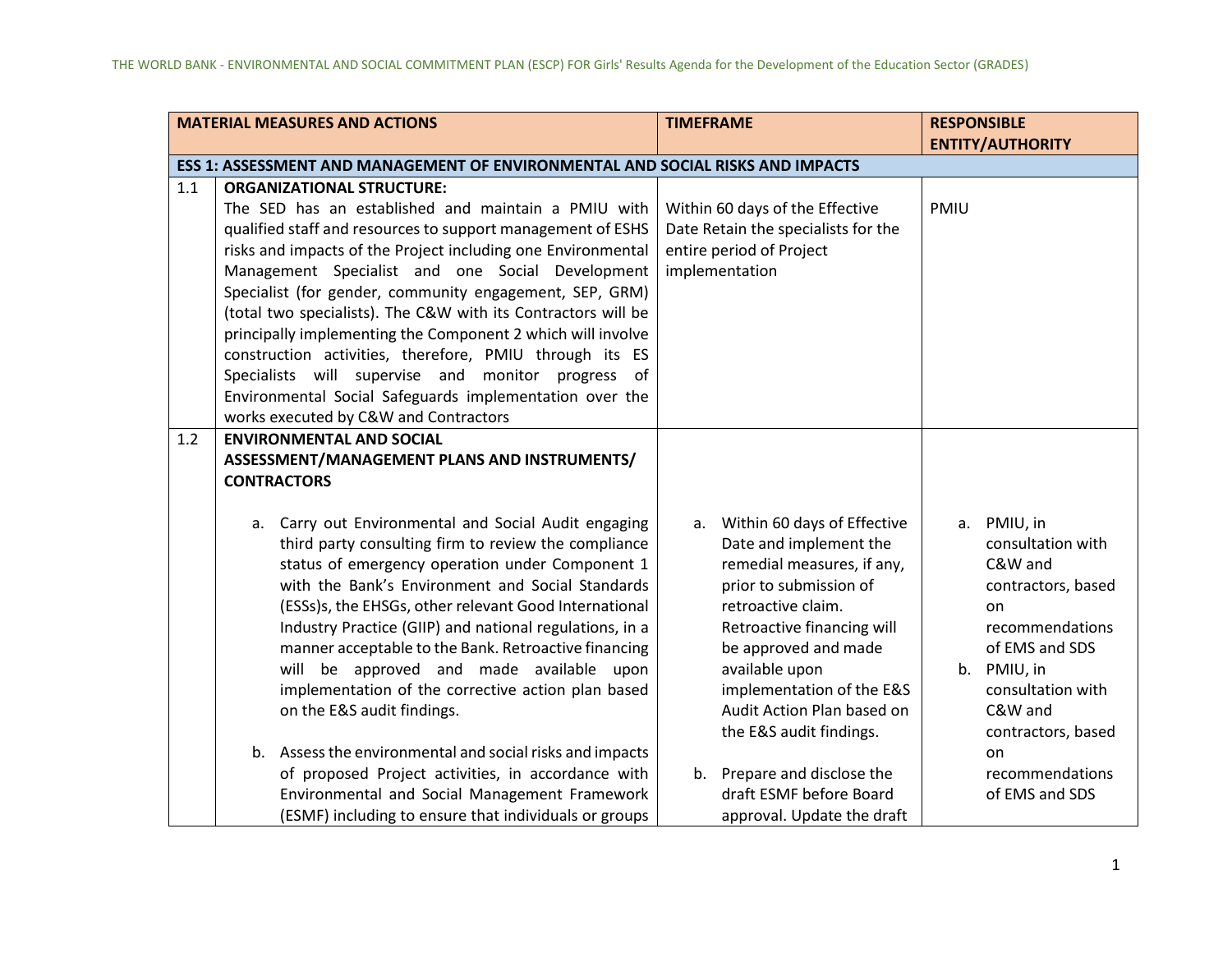| | MATERIAL MEASURES AND ACTIONS | TIMEFRAME | RESPONSIBLE ENTITY/AUTHORITY |
|---|---|---|---|
| **ESS 1: ASSESSMENT AND MANAGEMENT OF ENVIRONMENTAL AND SOCIAL RISKS AND IMPACTS** | | | |
| 1.1 | **ORGANIZATIONAL STRUCTURE:** The SED has an established and maintain a PMIU with qualified staff and resources to support management of ESHS risks and impacts of the Project including one Environmental Management Specialist and one Social Development Specialist (for gender, community engagement, SEP, GRM) (total two specialists). The C&W with its Contractors will be principally implementing the Component 2 which will involve construction activities, therefore, PMIU through its ES Specialists will supervise and monitor progress of Environmental Social Safeguards implementation over the works executed by C&W and Contractors | Within 60 days of the Effective Date Retain the specialists for the entire period of Project implementation | PMIU |
| 1.2 | **ENVIRONMENTAL AND SOCIAL ASSESSMENT/MANAGEMENT PLANS AND INSTRUMENTS/ CONTRACTORS**<br><br>a. Carry out Environmental and Social Audit engaging third party consulting firm to review the compliance status of emergency operation under Component 1 with the Bank's Environment and Social Standards (ESSs)s, the EHSGs, other relevant Good International Industry Practice (GIIP) and national regulations, in a manner acceptable to the Bank. Retroactive financing will be approved and made available upon implementation of the corrective action plan based on the E&S audit findings.<br><br>b. Assess the environmental and social risks and impacts of proposed Project activities, in accordance with Environmental and Social Management Framework (ESMF) including to ensure that individuals or groups | a. Within 60 days of Effective Date and implement the remedial measures, if any, prior to submission of retroactive claim. Retroactive financing will be approved and made available upon implementation of the E&S Audit Action Plan based on the E&S audit findings.<br><br>b. Prepare and disclose the draft ESMF before Board approval. Update the draft | a. PMIU, in consultation with C&W and contractors, based on recommendations of EMS and SDS<br><br>b. PMIU, in consultation with C&W and contractors, based on recommendations of EMS and SDS |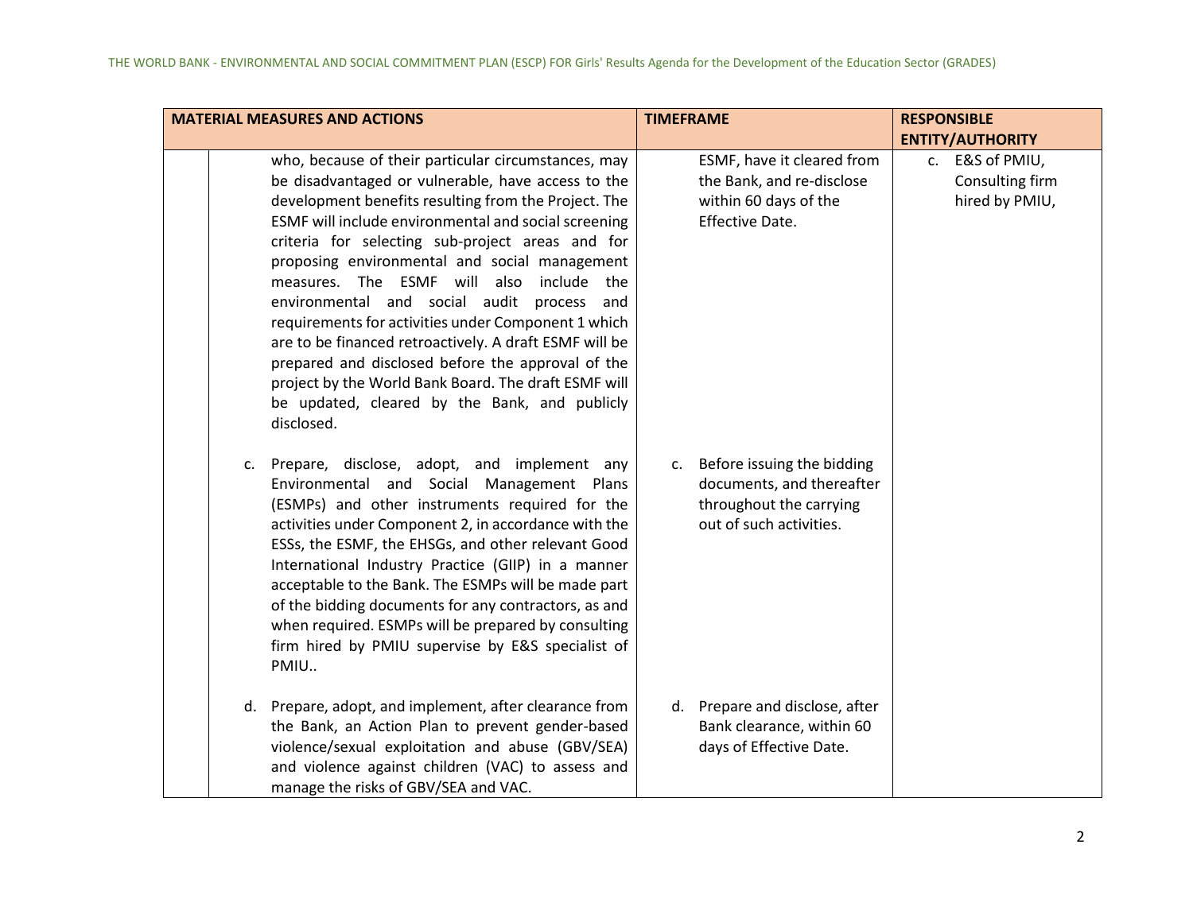| MATERIAL MEASURES AND ACTIONS | | TIMEFRAME | RESPONSIBLE ENTITY/AUTHORITY |
|---|---|---|---|
| | who, because of their particular circumstances, may be disadvantaged or vulnerable, have access to the development benefits resulting from the Project. The ESMF will include environmental and social screening criteria for selecting sub-project areas and for proposing environmental and social management measures. The ESMF will also include the environmental and social audit process and requirements for activities under Component 1 which are to be financed retroactively. A draft ESMF will be prepared and disclosed before the approval of the project by the World Bank Board. The draft ESMF will be updated, cleared by the Bank, and publicly disclosed.<br><br>c. Prepare, disclose, adopt, and implement any Environmental and Social Management Plans (ESMPs) and other instruments required for the activities under Component 2, in accordance with the ESSs, the ESMF, the EHSGs, and other relevant Good International Industry Practice (GIIP) in a manner acceptable to the Bank. The ESMPs will be made part of the bidding documents for any contractors, as and when required. ESMPs will be prepared by consulting firm hired by PMIU supervise by E&S specialist of PMIU..<br><br>d. Prepare, adopt, and implement, after clearance from the Bank, an Action Plan to prevent gender-based violence/sexual exploitation and abuse (GBV/SEA) and violence against children (VAC) to assess and manage the risks of GBV/SEA and VAC. | ESMF, have it cleared from the Bank, and re-disclose within 60 days of the Effective Date.<br><br>c. Before issuing the bidding documents, and thereafter throughout the carrying out of such activities.<br><br>d. Prepare and disclose, after Bank clearance, within 60 days of Effective Date. | c. E&S of PMIU, Consulting firm hired by PMIU, |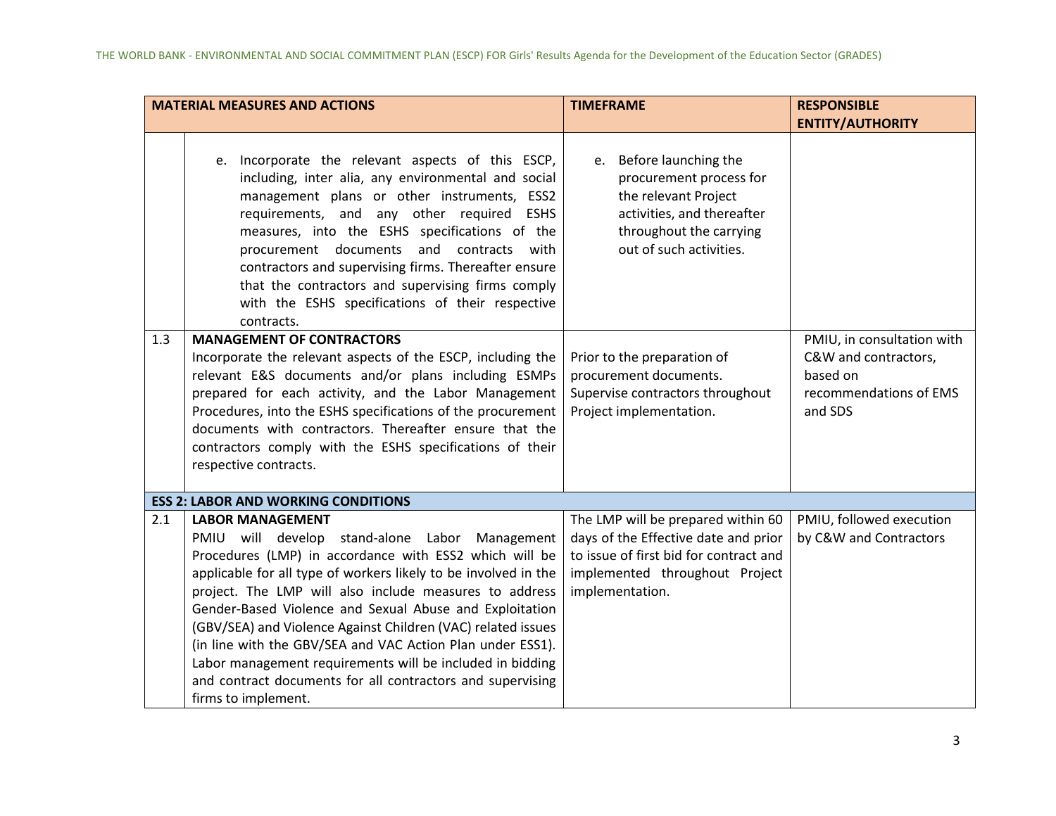| MATERIAL MEASURES AND ACTIONS | | TIMEFRAME | RESPONSIBLE ENTITY/AUTHORITY |
|---|---|---|---|
| | e. Incorporate the relevant aspects of this ESCP, including, inter alia, any environmental and social management plans or other instruments, ESS2 requirements, and any other required ESHS measures, into the ESHS specifications of the procurement documents and contracts with contractors and supervising firms. Thereafter ensure that the contractors and supervising firms comply with the ESHS specifications of their respective contracts. | e. Before launching the procurement process for the relevant Project activities, and thereafter throughout the carrying out of such activities. | |
| 1.3 | **MANAGEMENT OF CONTRACTORS**<br>Incorporate the relevant aspects of the ESCP, including the relevant E&S documents and/or plans including ESMPs prepared for each activity, and the Labor Management Procedures, into the ESHS specifications of the procurement documents with contractors. Thereafter ensure that the contractors comply with the ESHS specifications of their respective contracts. | Prior to the preparation of procurement documents.<br>Supervise contractors throughout Project implementation. | PMIU, in consultation with C&W and contractors, based on recommendations of EMS and SDS |
| **ESS 2: LABOR AND WORKING CONDITIONS** | | | |
| 2.1 | **LABOR MANAGEMENT**<br>PMIU will develop stand-alone Labor Management Procedures (LMP) in accordance with ESS2 which will be applicable for all type of workers likely to be involved in the project. The LMP will also include measures to address Gender-Based Violence and Sexual Abuse and Exploitation (GBV/SEA) and Violence Against Children (VAC) related issues (in line with the GBV/SEA and VAC Action Plan under ESS1). Labor management requirements will be included in bidding and contract documents for all contractors and supervising firms to implement. | The LMP will be prepared within 60 days of the Effective date and prior to issue of first bid for contract and implemented throughout Project implementation. | PMIU, followed execution by C&W and Contractors |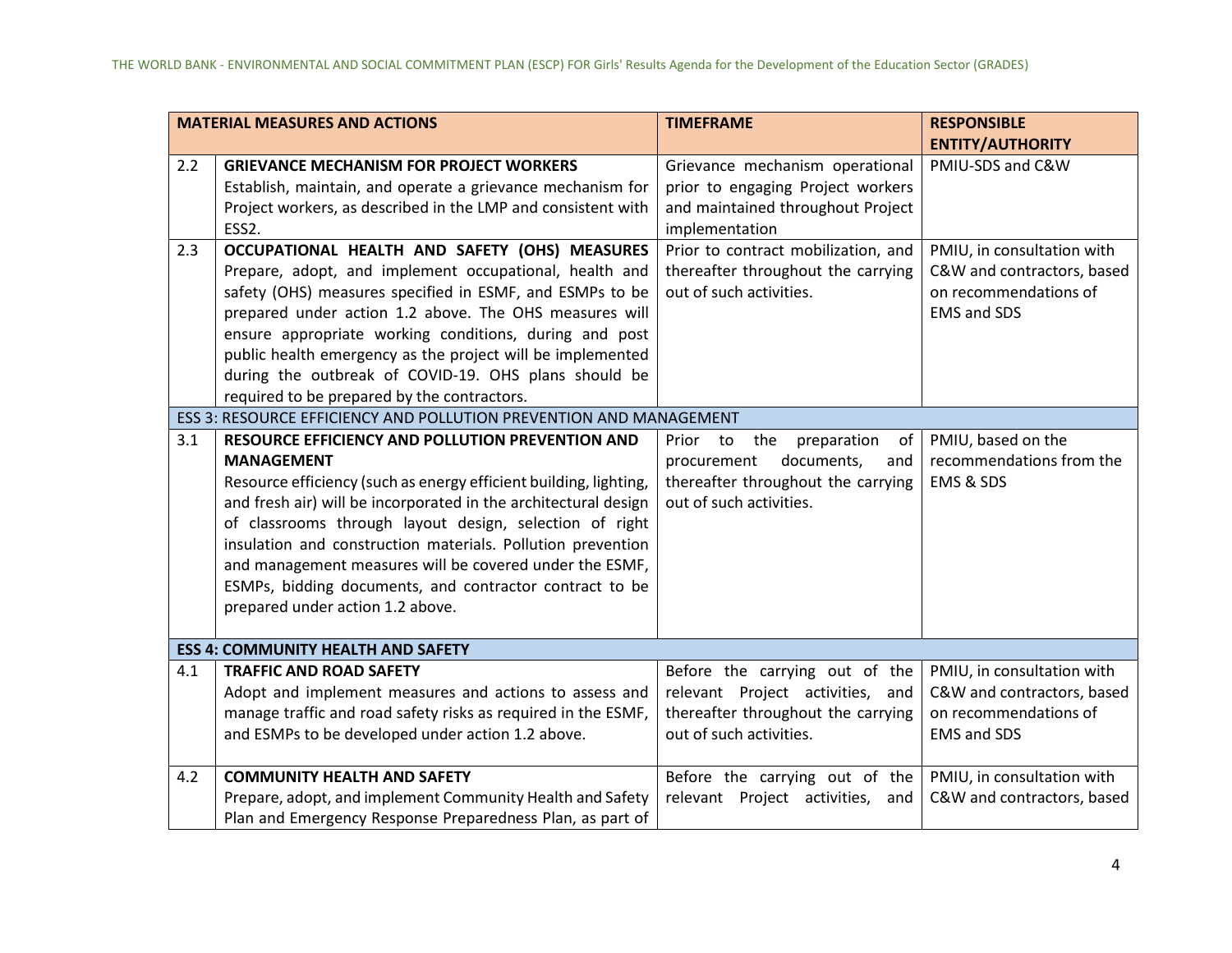| MATERIAL MEASURES AND ACTIONS | | TIMEFRAME | RESPONSIBLE ENTITY/AUTHORITY |
|---|---|---|---|
| 2.2 | **GRIEVANCE MECHANISM FOR PROJECT WORKERS** Establish, maintain, and operate a grievance mechanism for Project workers, as described in the LMP and consistent with ESS2. | Grievance mechanism operational prior to engaging Project workers and maintained throughout Project implementation | PMIU-SDS and C&W |
| 2.3 | **OCCUPATIONAL HEALTH AND SAFETY (OHS) MEASURES** Prepare, adopt, and implement occupational, health and safety (OHS) measures specified in ESMF, and ESMPs to be prepared under action 1.2 above. The OHS measures will ensure appropriate working conditions, during and post public health emergency as the project will be implemented during the outbreak of COVID-19. OHS plans should be required to be prepared by the contractors. | Prior to contract mobilization, and thereafter throughout the carrying out of such activities. | PMIU, in consultation with C&W and contractors, based on recommendations of EMS and SDS |
| ESS 3: RESOURCE EFFICIENCY AND POLLUTION PREVENTION AND MANAGEMENT | | | |
| 3.1 | **RESOURCE EFFICIENCY AND POLLUTION PREVENTION AND MANAGEMENT** Resource efficiency (such as energy efficient building, lighting, and fresh air) will be incorporated in the architectural design of classrooms through layout design, selection of right insulation and construction materials. Pollution prevention and management measures will be covered under the ESMF, ESMPs, bidding documents, and contractor contract to be prepared under action 1.2 above. | Prior to the preparation of procurement documents, and thereafter throughout the carrying out of such activities. | PMIU, based on the recommendations from the EMS & SDS |
| **ESS 4: COMMUNITY HEALTH AND SAFETY** | | | |
| 4.1 | **TRAFFIC AND ROAD SAFETY** Adopt and implement measures and actions to assess and manage traffic and road safety risks as required in the ESMF, and ESMPs to be developed under action 1.2 above. | Before the carrying out of the relevant Project activities, and thereafter throughout the carrying out of such activities. | PMIU, in consultation with C&W and contractors, based on recommendations of EMS and SDS |
| 4.2 | **COMMUNITY HEALTH AND SAFETY** Prepare, adopt, and implement Community Health and Safety Plan and Emergency Response Preparedness Plan, as part of | Before the carrying out of the relevant Project activities, and | PMIU, in consultation with C&W and contractors, based |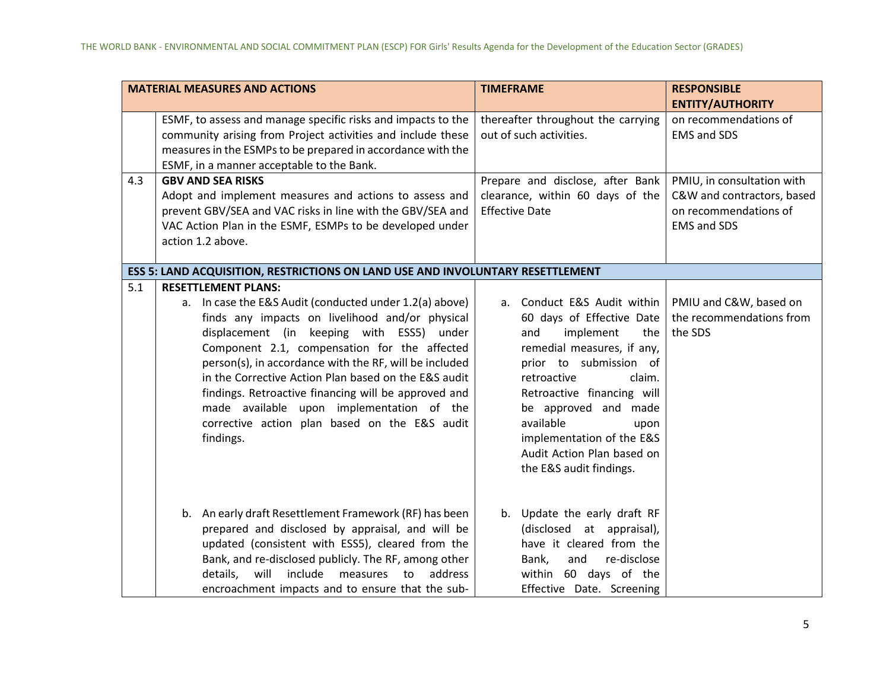| MATERIAL MEASURES AND ACTIONS | | TIMEFRAME | RESPONSIBLE ENTITY/AUTHORITY |
|---|---|---|---|
| | ESMF, to assess and manage specific risks and impacts to the community arising from Project activities and include these measures in the ESMPs to be prepared in accordance with the ESMF, in a manner acceptable to the Bank. | thereafter throughout the carrying out of such activities. | on recommendations of EMS and SDS |
| 4.3 | **GBV AND SEA RISKS** Adopt and implement measures and actions to assess and prevent GBV/SEA and VAC risks in line with the GBV/SEA and VAC Action Plan in the ESMF, ESMPs to be developed under action 1.2 above. | Prepare and disclose, after Bank clearance, within 60 days of the Effective Date | PMIU, in consultation with C&W and contractors, based on recommendations of EMS and SDS |
| **ESS 5: LAND ACQUISITION, RESTRICTIONS ON LAND USE AND INVOLUNTARY RESETTLEMENT** | | | |
| 5.1 | **RESETTLEMENT PLANS:** a. In case the E&S Audit (conducted under 1.2(a) above) finds any impacts on livelihood and/or physical displacement (in keeping with ESS5) under Component 2.1, compensation for the affected person(s), in accordance with the RF, will be included in the Corrective Action Plan based on the E&S audit findings. Retroactive financing will be approved and made available upon implementation of the corrective action plan based on the E&S audit findings. b. An early draft Resettlement Framework (RF) has been prepared and disclosed by appraisal, and will be updated (consistent with ESS5), cleared from the Bank, and re-disclosed publicly. The RF, among other details, will include measures to address encroachment impacts and to ensure that the sub- | a. Conduct E&S Audit within 60 days of Effective Date and implement the remedial measures, if any, prior to submission of retroactive claim. Retroactive financing will be approved and made available upon implementation of the E&S Audit Action Plan based on the E&S audit findings. b. Update the early draft RF (disclosed at appraisal), have it cleared from the Bank, and re-disclose within 60 days of the Effective Date. Screening | PMIU and C&W, based on the recommendations from the SDS |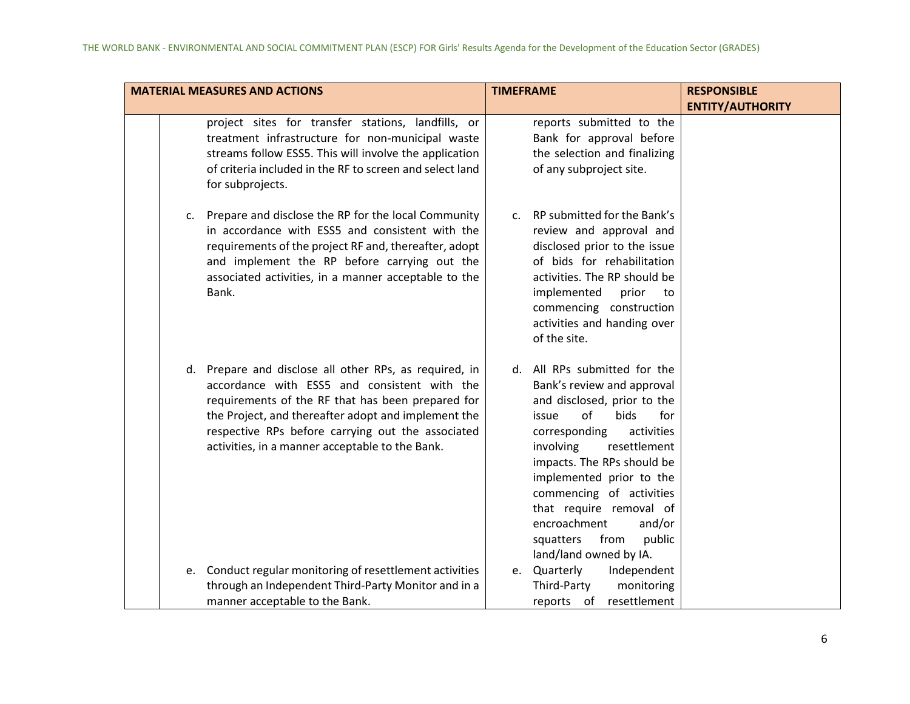| MATERIAL MEASURES AND ACTIONS | | TIMEFRAME | RESPONSIBLE ENTITY/AUTHORITY |
|---|---|---|---|
| | project sites for transfer stations, landfills, or treatment infrastructure for non-municipal waste streams follow ESS5. This will involve the application of criteria included in the RF to screen and select land for subprojects.<br><br>c. Prepare and disclose the RP for the local Community in accordance with ESS5 and consistent with the requirements of the project RF and, thereafter, adopt and implement the RP before carrying out the associated activities, in a manner acceptable to the Bank.<br><br>d. Prepare and disclose all other RPs, as required, in accordance with ESS5 and consistent with the requirements of the RF that has been prepared for the Project, and thereafter adopt and implement the respective RPs before carrying out the associated activities, in a manner acceptable to the Bank.<br><br>e. Conduct regular monitoring of resettlement activities through an Independent Third-Party Monitor and in a manner acceptable to the Bank. | reports submitted to the Bank for approval before the selection and finalizing of any subproject site.<br><br>c. RP submitted for the Bank's review and approval and disclosed prior to the issue of bids for rehabilitation activities. The RP should be implemented prior to commencing construction activities and handing over of the site.<br><br>d. All RPs submitted for the Bank's review and approval and disclosed, prior to the issue of bids for corresponding activities involving resettlement impacts. The RPs should be implemented prior to the commencing of activities that require removal of encroachment and/or squatters from public land/land owned by IA.<br><br>e. Quarterly Independent Third-Party monitoring reports of resettlement | |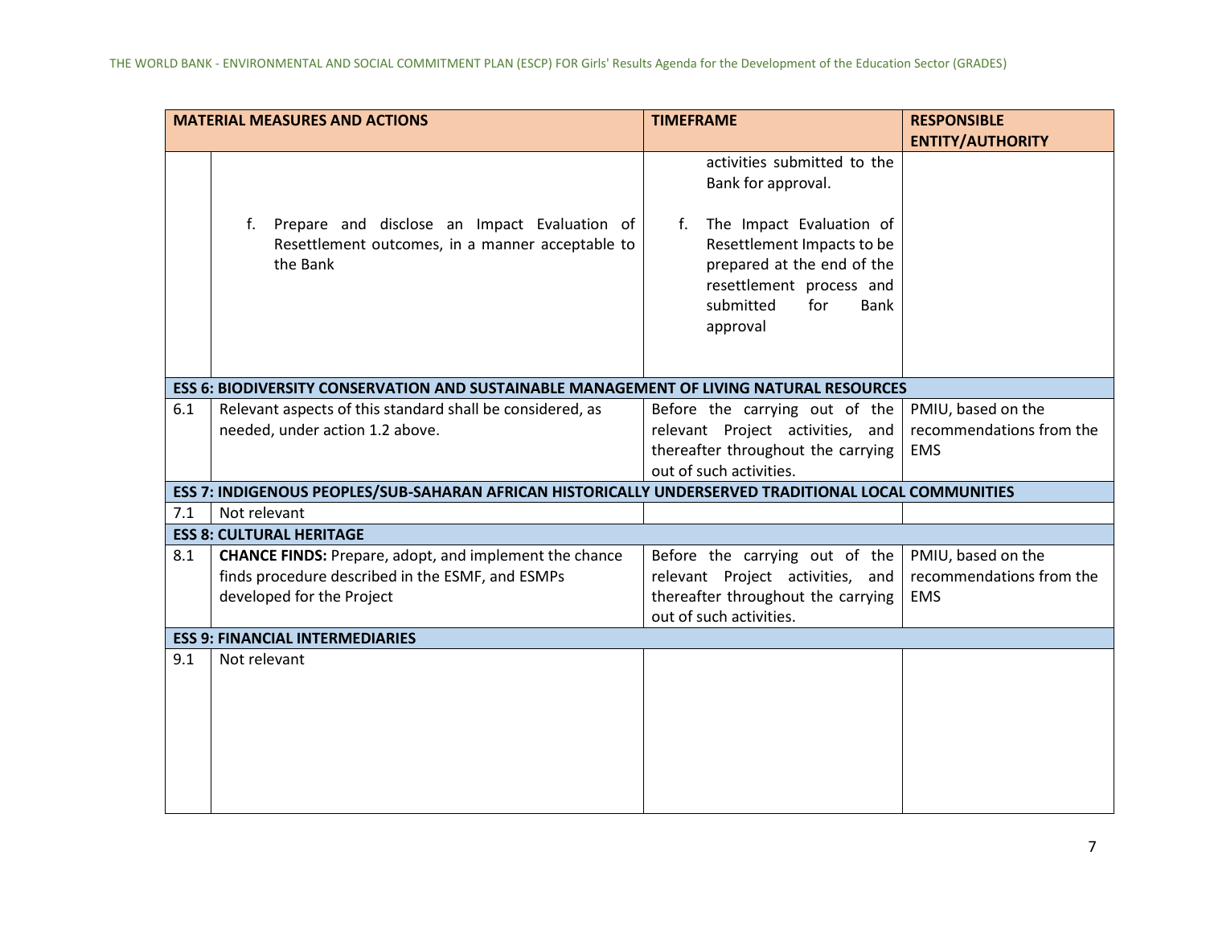| MATERIAL MEASURES AND ACTIONS | | TIMEFRAME | RESPONSIBLE ENTITY/AUTHORITY |
|---|---|---|---|
| | f. Prepare and disclose an Impact Evaluation of Resettlement outcomes, in a manner acceptable to the Bank | activities submitted to the Bank for approval.<br><br>f. The Impact Evaluation of Resettlement Impacts to be prepared at the end of the resettlement process and submitted for Bank approval | |
| **ESS 6: BIODIVERSITY CONSERVATION AND SUSTAINABLE MANAGEMENT OF LIVING NATURAL RESOURCES** | | | |
| 6.1 | Relevant aspects of this standard shall be considered, as needed, under action 1.2 above. | Before the carrying out of the relevant Project activities, and thereafter throughout the carrying out of such activities. | PMIU, based on the recommendations from the EMS |
| **ESS 7: INDIGENOUS PEOPLES/SUB-SAHARAN AFRICAN HISTORICALLY UNDERSERVED TRADITIONAL LOCAL COMMUNITIES** | | | |
| 7.1 | Not relevant | | |
| **ESS 8: CULTURAL HERITAGE** | | | |
| 8.1 | **CHANCE FINDS:** Prepare, adopt, and implement the chance finds procedure described in the ESMF, and ESMPs developed for the Project | Before the carrying out of the relevant Project activities, and thereafter throughout the carrying out of such activities. | PMIU, based on the recommendations from the EMS |
| **ESS 9: FINANCIAL INTERMEDIARIES** | | | |
| 9.1 | Not relevant | | |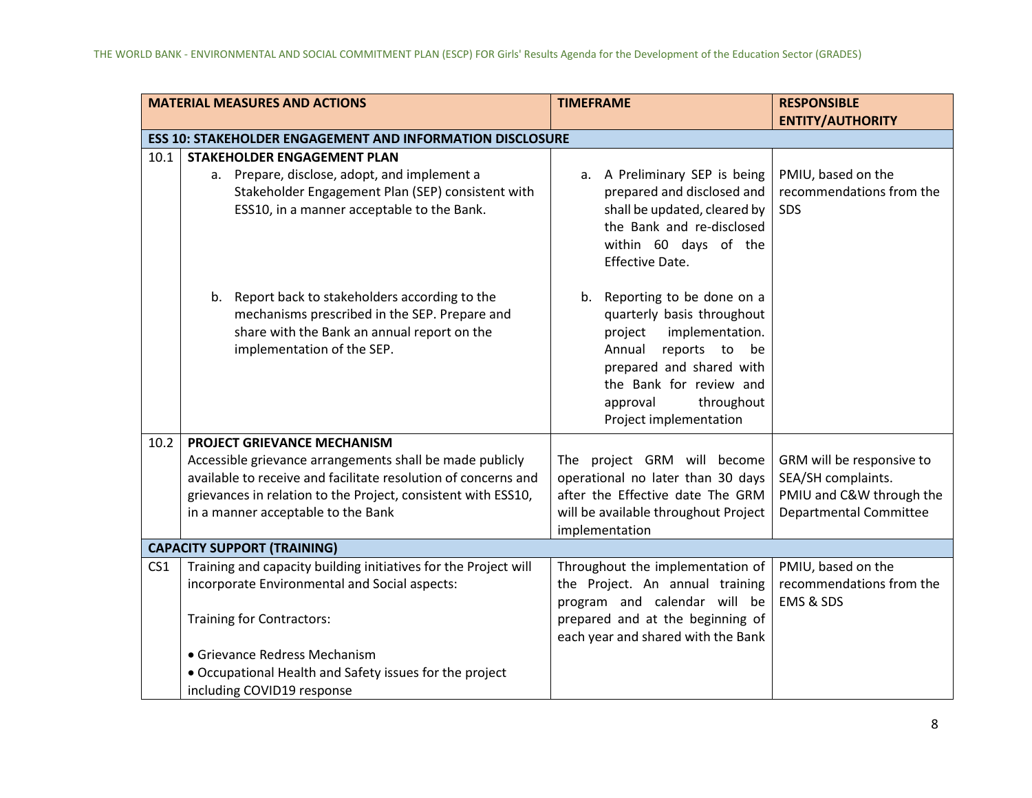| MATERIAL MEASURES AND ACTIONS | | TIMEFRAME | RESPONSIBLE ENTITY/AUTHORITY |
|---|---|---|---|
| **ESS 10: STAKEHOLDER ENGAGEMENT AND INFORMATION DISCLOSURE** | | | |
| 10.1 | **STAKEHOLDER ENGAGEMENT PLAN**<br>a. Prepare, disclose, adopt, and implement a Stakeholder Engagement Plan (SEP) consistent with ESS10, in a manner acceptable to the Bank.<br><br>b. Report back to stakeholders according to the mechanisms prescribed in the SEP. Prepare and share with the Bank an annual report on the implementation of the SEP. | a. A Preliminary SEP is being prepared and disclosed and shall be updated, cleared by the Bank and re-disclosed within 60 days of the Effective Date.<br><br>b. Reporting to be done on a quarterly basis throughout project implementation. Annual reports to be prepared and shared with the Bank for review and approval throughout Project implementation | PMIU, based on the recommendations from the SDS |
| 10.2 | **PROJECT GRIEVANCE MECHANISM**<br>Accessible grievance arrangements shall be made publicly available to receive and facilitate resolution of concerns and grievances in relation to the Project, consistent with ESS10, in a manner acceptable to the Bank | The project GRM will become operational no later than 30 days after the Effective date The GRM will be available throughout Project implementation | GRM will be responsive to SEA/SH complaints.<br>PMIU and C&W through the Departmental Committee |
| **CAPACITY SUPPORT (TRAINING)** | | | |
| CS1 | Training and capacity building initiatives for the Project will incorporate Environmental and Social aspects:<br><br>Training for Contractors:<br><br>• Grievance Redress Mechanism<br>• Occupational Health and Safety issues for the project including COVID19 response | Throughout the implementation of the Project. An annual training program and calendar will be prepared and at the beginning of each year and shared with the Bank | PMIU, based on the recommendations from the EMS & SDS |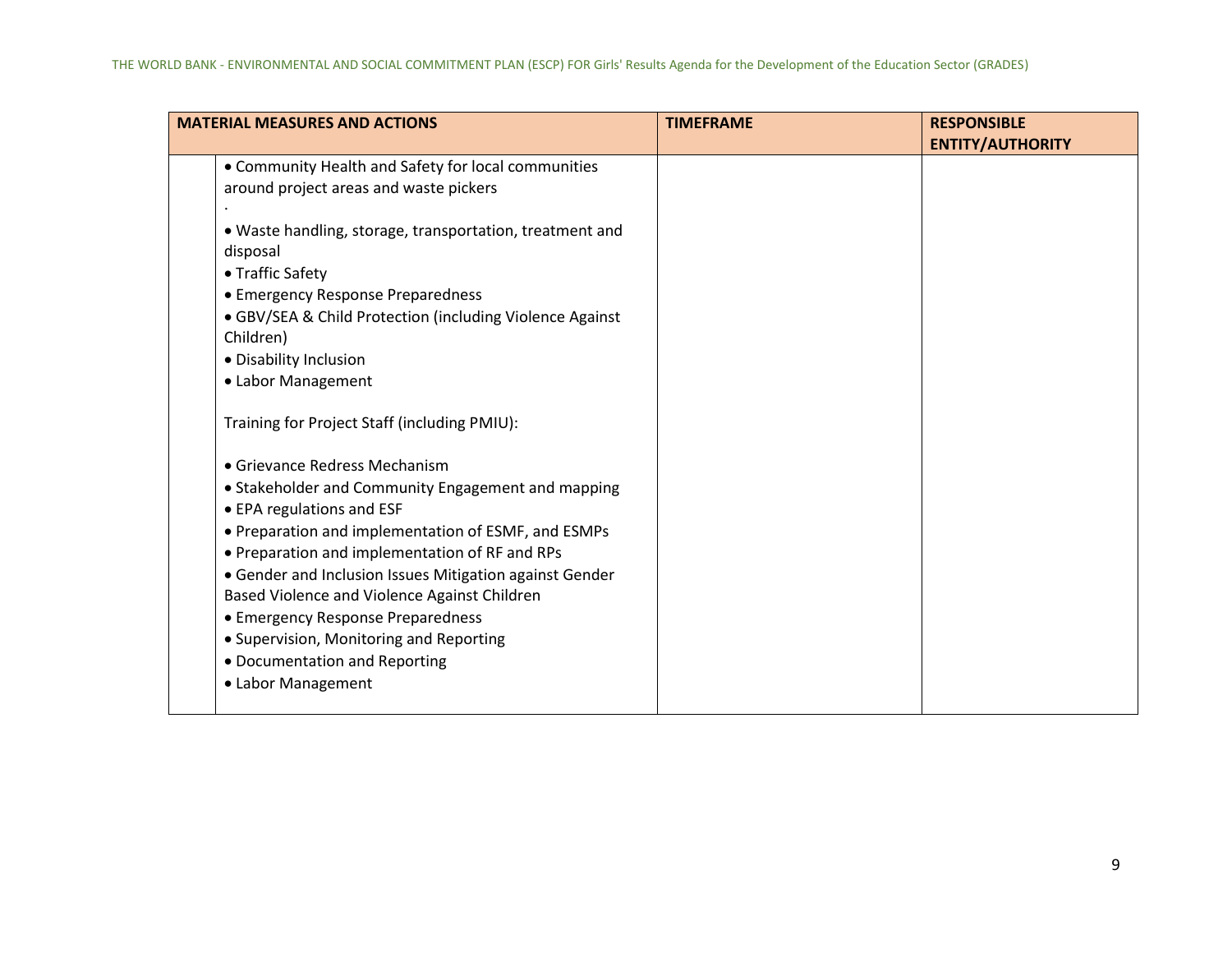| MATERIAL MEASURES AND ACTIONS | | TIMEFRAME | RESPONSIBLE ENTITY/AUTHORITY |
|---|---|---|---|
| | • Community Health and Safety for local communities around project areas and waste pickers<br>·<br>• Waste handling, storage, transportation, treatment and disposal<br>• Traffic Safety<br>• Emergency Response Preparedness<br>• GBV/SEA & Child Protection (including Violence Against Children)<br>• Disability Inclusion<br>• Labor Management<br><br>Training for Project Staff (including PMIU):<br><br>• Grievance Redress Mechanism<br>• Stakeholder and Community Engagement and mapping<br>• EPA regulations and ESF<br>• Preparation and implementation of ESMF, and ESMPs<br>• Preparation and implementation of RF and RPs<br>• Gender and Inclusion Issues Mitigation against Gender Based Violence and Violence Against Children<br>• Emergency Response Preparedness<br>• Supervision, Monitoring and Reporting<br>• Documentation and Reporting<br>• Labor Management | | |